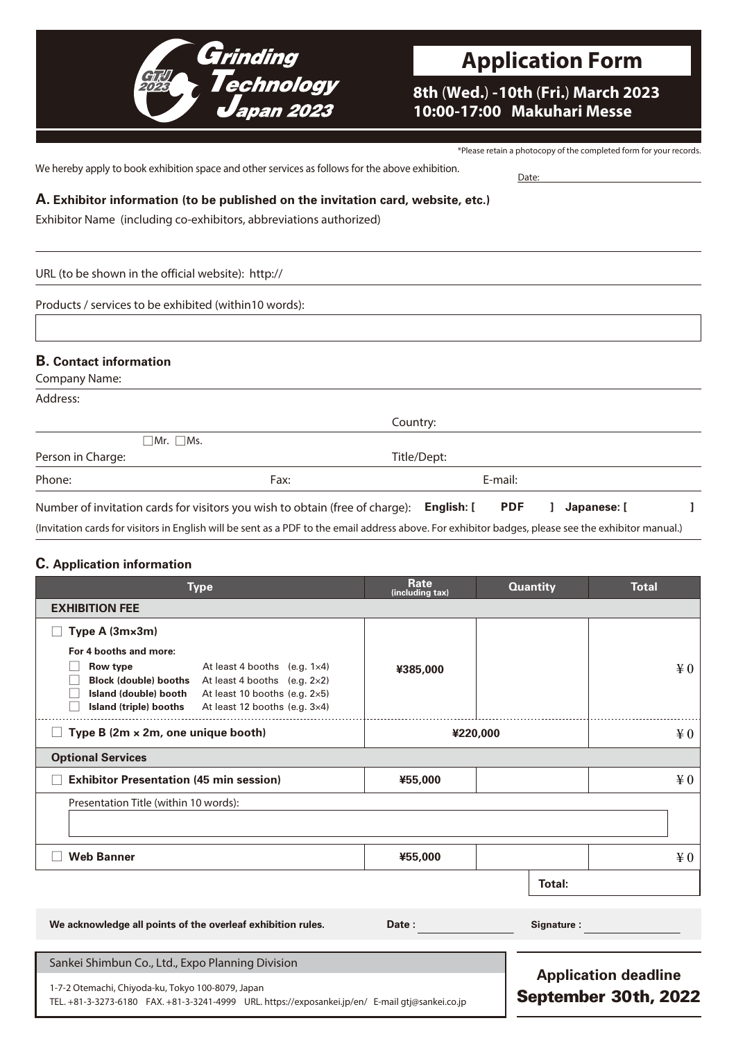# Grinding Technology Japan 2023

GTJ 2023

## Application Form

**8th (Wed.) -10th (Fri.) March 2023**
**10:00-17:00 Makuhari Messe**

*Please retain a photocopy of the completed form for your records.

We hereby apply to book exhibition space and other services as follows for the above exhibition.

Date:

### A. Exhibitor information (to be published on the invitation card, website, etc.)

Exhibitor Name (including co-exhibitors, abbreviations authorized)

URL (to be shown in the official website): http://

Products / services to be exhibited (within10 words):

### B. Contact information

Company Name:

Address:

Country:

Person in Charge: ☐Mr. ☐Ms.

Title/Dept:

Phone:

Fax:

E-mail:

Number of invitation cards for visitors you wish to obtain (free of charge): **English: [ PDF ] Japanese: [ ]**

(Invitation cards for visitors in English will be sent as a PDF to the email address above. For exhibitor badges, please see the exhibitor manual.)

### C. Application information

| Type | Rate (including tax) | Quantity | Total |
|---|---|---|---|
| **EXHIBITION FEE** | | | |
| ☐ **Type A (3m×3m)**<br>**For 4 booths and more:**<br>☐ **Row type** At least 4 booths (e.g. 1×4)<br>☐ **Block (double) booths** At least 4 booths (e.g. 2×2)<br>☐ **Island (double) booth** At least 10 booths (e.g. 2×5)<br>☐ **Island (triple) booths** At least 12 booths (e.g. 3×4) | **¥385,000** | | ¥0 |
| ☐ **Type B (2m × 2m, one unique booth)** | **¥220,000** | | ¥0 |
| **Optional Services** | | | |
| ☐ **Exhibitor Presentation (45 min session)** | **¥55,000** | | ¥0 |
| Presentation Title (within 10 words): | | | |
| ☐ **Web Banner** | **¥55,000** | | ¥0 |
| | | **Total:** | |

**We acknowledge all points of the overleaf exhibition rules.** **Date :** **Signature :**

Sankei Shimbun Co., Ltd., Expo Planning Division

1-7-2 Otemachi, Chiyoda-ku, Tokyo 100-8079, Japan
TEL. +81-3-3273-6180 FAX. +81-3-3241-4999 URL. https://exposankei.jp/en/ E-mail gtj@sankei.co.jp

**Application deadline**
**September 30th, 2022**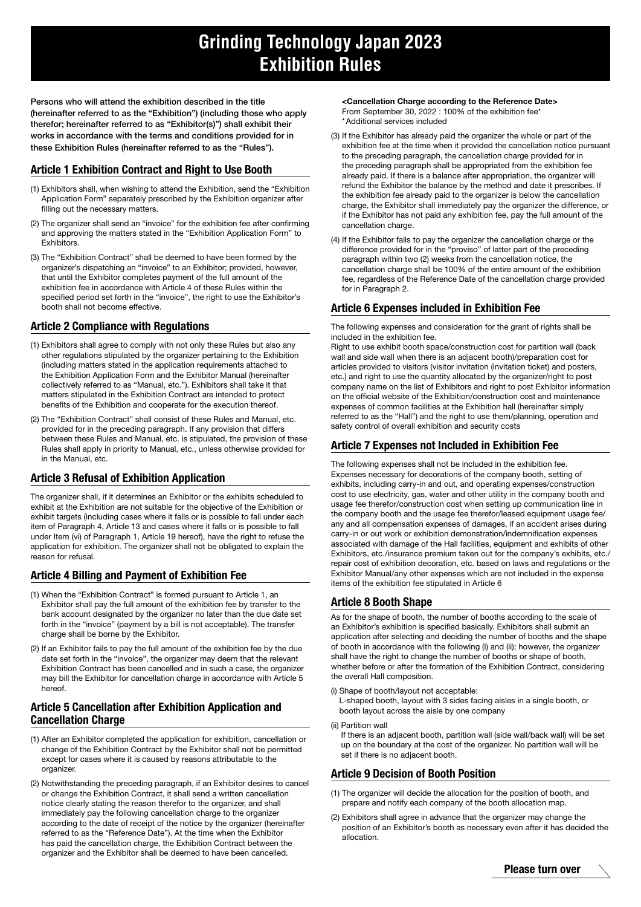# Grinding Technology Japan 2023 Exhibition Rules

**Persons who will attend the exhibition described in the title (hereinafter referred to as the "Exhibition") (including those who apply therefor; hereinafter referred to as "Exhibitor(s)") shall exhibit their works in accordance with the terms and conditions provided for in these Exhibition Rules (hereinafter referred to as the "Rules").**

## Article 1 Exhibition Contract and Right to Use Booth

(1) Exhibitors shall, when wishing to attend the Exhibition, send the "Exhibition Application Form" separately prescribed by the Exhibition organizer after filling out the necessary matters.

(2) The organizer shall send an "invoice" for the exhibition fee after confirming and approving the matters stated in the "Exhibition Application Form" to Exhibitors.

(3) The "Exhibition Contract" shall be deemed to have been formed by the organizer's dispatching an "invoice" to an Exhibitor; provided, however, that until the Exhibitor completes payment of the full amount of the exhibition fee in accordance with Article 4 of these Rules within the specified period set forth in the "invoice", the right to use the Exhibitor's booth shall not become effective.

## Article 2 Compliance with Regulations

(1) Exhibitors shall agree to comply with not only these Rules but also any other regulations stipulated by the organizer pertaining to the Exhibition (including matters stated in the application requirements attached to the Exhibition Application Form and the Exhibitor Manual (hereinafter collectively referred to as "Manual, etc."). Exhibitors shall take it that matters stipulated in the Exhibition Contract are intended to protect benefits of the Exhibition and cooperate for the execution thereof.

(2) The "Exhibition Contract" shall consist of these Rules and Manual, etc. provided for in the preceding paragraph. If any provision that differs between these Rules and Manual, etc. is stipulated, the provision of these Rules shall apply in priority to Manual, etc., unless otherwise provided for in the Manual, etc.

## Article 3 Refusal of Exhibition Application

The organizer shall, if it determines an Exhibitor or the exhibits scheduled to exhibit at the Exhibition are not suitable for the objective of the Exhibition or exhibit targets (including cases where it falls or is possible to fall under each item of Paragraph 4, Article 13 and cases where it falls or is possible to fall under Item (vi) of Paragraph 1, Article 19 hereof), have the right to refuse the application for exhibition. The organizer shall not be obligated to explain the reason for refusal.

## Article 4 Billing and Payment of Exhibition Fee

(1) When the "Exhibition Contract" is formed pursuant to Article 1, an Exhibitor shall pay the full amount of the exhibition fee by transfer to the bank account designated by the organizer no later than the due date set forth in the "invoice" (payment by a bill is not acceptable). The transfer charge shall be borne by the Exhibitor.

(2) If an Exhibitor fails to pay the full amount of the exhibition fee by the due date set forth in the "invoice", the organizer may deem that the relevant Exhibition Contract has been cancelled and in such a case, the organizer may bill the Exhibitor for cancellation charge in accordance with Article 5 hereof.

## Article 5 Cancellation after Exhibition Application and Cancellation Charge

(1) After an Exhibitor completed the application for exhibition, cancellation or change of the Exhibition Contract by the Exhibitor shall not be permitted except for cases where it is caused by reasons attributable to the organizer.

(2) Notwithstanding the preceding paragraph, if an Exhibitor desires to cancel or change the Exhibition Contract, it shall send a written cancellation notice clearly stating the reason therefor to the organizer, and shall immediately pay the following cancellation charge to the organizer according to the date of receipt of the notice by the organizer (hereinafter referred to as the "Reference Date"). At the time when the Exhibitor has paid the cancellation charge, the Exhibition Contract between the organizer and the Exhibitor shall be deemed to have been cancelled.

**<Cancellation Charge according to the Reference Date>**
From September 30, 2022 : 100% of the exhibition fee*
*Additional services included

(3) If the Exhibitor has already paid the organizer the whole or part of the exhibition fee at the time when it provided the cancellation notice pursuant to the preceding paragraph, the cancellation charge provided for in the preceding paragraph shall be appropriated from the exhibition fee already paid. If there is a balance after appropriation, the organizer will refund the Exhibitor the balance by the method and date it prescribes. If the exhibition fee already paid to the organizer is below the cancellation charge, the Exhibitor shall immediately pay the organizer the difference, or if the Exhibitor has not paid any exhibition fee, pay the full amount of the cancellation charge.

(4) If the Exhibitor fails to pay the organizer the cancellation charge or the difference provided for in the "proviso" of latter part of the preceding paragraph within two (2) weeks from the cancellation notice, the cancellation charge shall be 100% of the entire amount of the exhibition fee, regardless of the Reference Date of the cancellation charge provided for in Paragraph 2.

## Article 6 Expenses included in Exhibition Fee

The following expenses and consideration for the grant of rights shall be included in the exhibition fee.
Right to use exhibit booth space/construction cost for partition wall (back wall and side wall when there is an adjacent booth)/preparation cost for articles provided to visitors (visitor invitation (invitation ticket) and posters, etc.) and right to use the quantity allocated by the organizer/right to post company name on the list of Exhibitors and right to post Exhibitor information on the official website of the Exhibition/construction cost and maintenance expenses of common facilities at the Exhibition hall (hereinafter simply referred to as the "Hall") and the right to use them/planning, operation and safety control of overall exhibition and security costs

## Article 7 Expenses not Included in Exhibition Fee

The following expenses shall not be included in the exhibition fee.
Expenses necessary for decorations of the company booth, setting of exhibits, including carry-in and out, and operating expenses/construction cost to use electricity, gas, water and other utility in the company booth and usage fee therefor/construction cost when setting up communication line in the company booth and the usage fee therefor/leased equipment usage fee/ any and all compensation expenses of damages, if an accident arises during carry-in or out work or exhibition demonstration/indemnification expenses associated with damage of the Hall facilities, equipment and exhibits of other Exhibitors, etc./insurance premium taken out for the company's exhibits, etc./ repair cost of exhibition decoration, etc. based on laws and regulations or the Exhibitor Manual/any other expenses which are not included in the expense items of the exhibition fee stipulated in Article 6

## Article 8 Booth Shape

As for the shape of booth, the number of booths according to the scale of an Exhibitor's exhibition is specified basically. Exhibitors shall submit an application after selecting and deciding the number of booths and the shape of booth in accordance with the following (i) and (ii); however, the organizer shall have the right to change the number of booths or shape of booth, whether before or after the formation of the Exhibition Contract, considering the overall Hall composition.

(i) Shape of booth/layout not acceptable:
L-shaped booth, layout with 3 sides facing aisles in a single booth, or booth layout across the aisle by one company

(ii) Partition wall
If there is an adjacent booth, partition wall (side wall/back wall) will be set up on the boundary at the cost of the organizer. No partition wall will be set if there is no adjacent booth.

## Article 9 Decision of Booth Position

(1) The organizer will decide the allocation for the position of booth, and prepare and notify each company of the booth allocation map.

(2) Exhibitors shall agree in advance that the organizer may change the position of an Exhibitor's booth as necessary even after it has decided the allocation.

**Please turn over**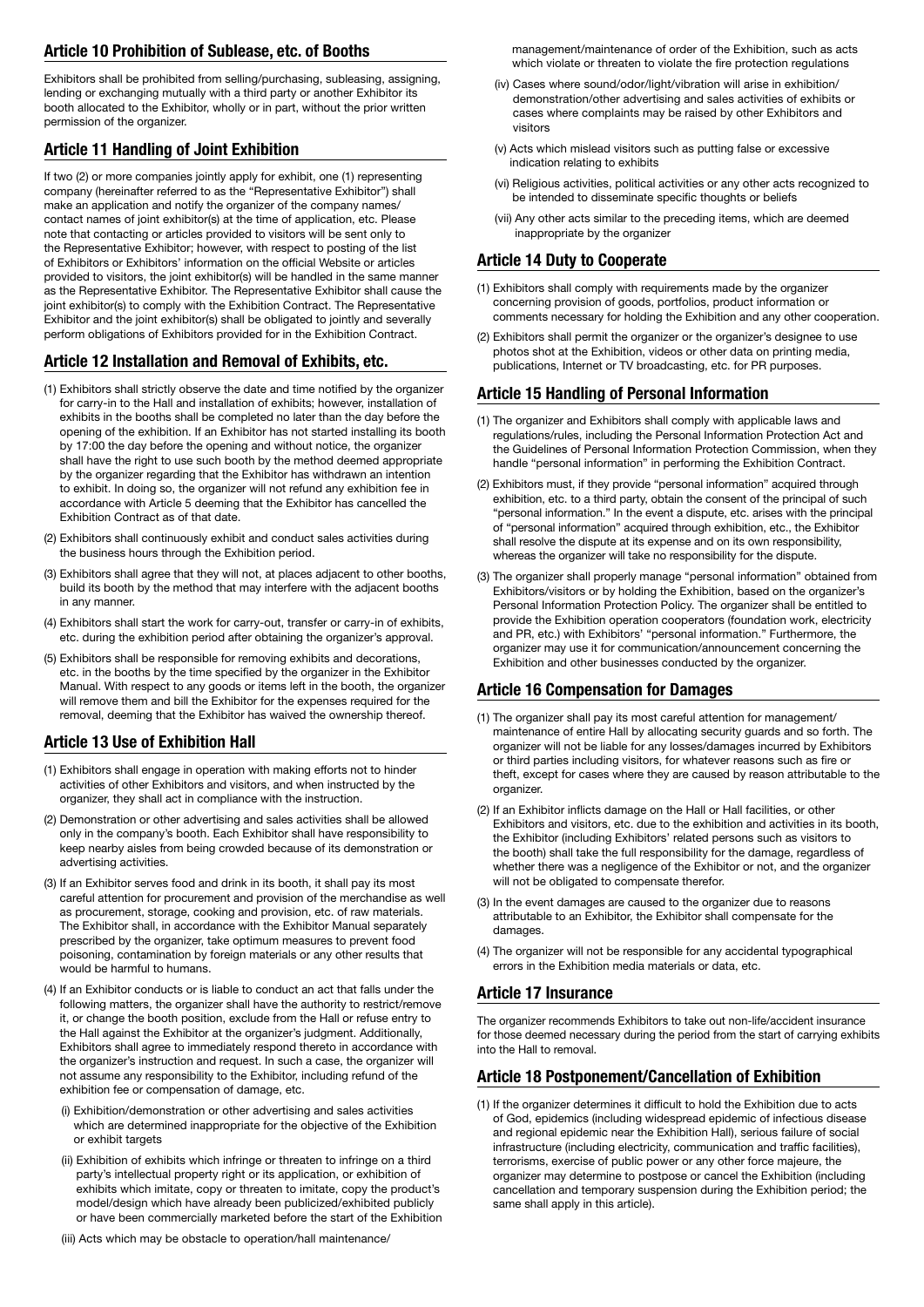## Article 10 Prohibition of Sublease, etc. of Booths

Exhibitors shall be prohibited from selling/purchasing, subleasing, assigning, lending or exchanging mutually with a third party or another Exhibitor its booth allocated to the Exhibitor, wholly or in part, without the prior written permission of the organizer.

## Article 11 Handling of Joint Exhibition

If two (2) or more companies jointly apply for exhibit, one (1) representing company (hereinafter referred to as the "Representative Exhibitor") shall make an application and notify the organizer of the company names/contact names of joint exhibitor(s) at the time of application, etc. Please note that contacting or articles provided to visitors will be sent only to the Representative Exhibitor; however, with respect to posting of the list of Exhibitors or Exhibitors' information on the official Website or articles provided to visitors, the joint exhibitor(s) will be handled in the same manner as the Representative Exhibitor. The Representative Exhibitor shall cause the joint exhibitor(s) to comply with the Exhibition Contract. The Representative Exhibitor and the joint exhibitor(s) shall be obligated to jointly and severally perform obligations of Exhibitors provided for in the Exhibition Contract.

## Article 12 Installation and Removal of Exhibits, etc.

(1) Exhibitors shall strictly observe the date and time notified by the organizer for carry-in to the Hall and installation of exhibits; however, installation of exhibits in the booths shall be completed no later than the day before the opening of the exhibition. If an Exhibitor has not started installing its booth by 17:00 the day before the opening and without notice, the organizer shall have the right to use such booth by the method deemed appropriate by the organizer regarding that the Exhibitor has withdrawn an intention to exhibit. In doing so, the organizer will not refund any exhibition fee in accordance with Article 5 deeming that the Exhibitor has cancelled the Exhibition Contract as of that date.

(2) Exhibitors shall continuously exhibit and conduct sales activities during the business hours through the Exhibition period.

(3) Exhibitors shall agree that they will not, at places adjacent to other booths, build its booth by the method that may interfere with the adjacent booths in any manner.

(4) Exhibitors shall start the work for carry-out, transfer or carry-in of exhibits, etc. during the exhibition period after obtaining the organizer's approval.

(5) Exhibitors shall be responsible for removing exhibits and decorations, etc. in the booths by the time specified by the organizer in the Exhibitor Manual. With respect to any goods or items left in the booth, the organizer will remove them and bill the Exhibitor for the expenses required for the removal, deeming that the Exhibitor has waived the ownership thereof.

## Article 13 Use of Exhibition Hall

(1) Exhibitors shall engage in operation with making efforts not to hinder activities of other Exhibitors and visitors, and when instructed by the organizer, they shall act in compliance with the instruction.

(2) Demonstration or other advertising and sales activities shall be allowed only in the company's booth. Each Exhibitor shall have responsibility to keep nearby aisles from being crowded because of its demonstration or advertising activities.

(3) If an Exhibitor serves food and drink in its booth, it shall pay its most careful attention for procurement and provision of the merchandise as well as procurement, storage, cooking and provision, etc. of raw materials. The Exhibitor shall, in accordance with the Exhibitor Manual separately prescribed by the organizer, take optimum measures to prevent food poisoning, contamination by foreign materials or any other results that would be harmful to humans.

(4) If an Exhibitor conducts or is liable to conduct an act that falls under the following matters, the organizer shall have the authority to restrict/remove it, or change the booth position, exclude from the Hall or refuse entry to the Hall against the Exhibitor at the organizer's judgment. Additionally, Exhibitors shall agree to immediately respond thereto in accordance with the organizer's instruction and request. In such a case, the organizer will not assume any responsibility to the Exhibitor, including refund of the exhibition fee or compensation of damage, etc.

  (i) Exhibition/demonstration or other advertising and sales activities which are determined inappropriate for the objective of the Exhibition or exhibit targets

  (ii) Exhibition of exhibits which infringe or threaten to infringe on a third party's intellectual property right or its application, or exhibition of exhibits which imitate, copy or threaten to imitate, copy the product's model/design which have already been publicized/exhibited publicly or have been commercially marketed before the start of the Exhibition

  (iii) Acts which may be obstacle to operation/hall maintenance/management/maintenance of order of the Exhibition, such as acts which violate or threaten to violate the fire protection regulations

  (iv) Cases where sound/odor/light/vibration will arise in exhibition/demonstration/other advertising and sales activities of exhibits or cases where complaints may be raised by other Exhibitors and visitors

  (v) Acts which mislead visitors such as putting false or excessive indication relating to exhibits

  (vi) Religious activities, political activities or any other acts recognized to be intended to disseminate specific thoughts or beliefs

  (vii) Any other acts similar to the preceding items, which are deemed inappropriate by the organizer

## Article 14 Duty to Cooperate

(1) Exhibitors shall comply with requirements made by the organizer concerning provision of goods, portfolios, product information or comments necessary for holding the Exhibition and any other cooperation.

(2) Exhibitors shall permit the organizer or the organizer's designee to use photos shot at the Exhibition, videos or other data on printing media, publications, Internet or TV broadcasting, etc. for PR purposes.

## Article 15 Handling of Personal Information

(1) The organizer and Exhibitors shall comply with applicable laws and regulations/rules, including the Personal Information Protection Act and the Guidelines of Personal Information Protection Commission, when they handle "personal information" in performing the Exhibition Contract.

(2) Exhibitors must, if they provide "personal information" acquired through exhibition, etc. to a third party, obtain the consent of the principal of such "personal information." In the event a dispute, etc. arises with the principal of "personal information" acquired through exhibition, etc., the Exhibitor shall resolve the dispute at its expense and on its own responsibility, whereas the organizer will take no responsibility for the dispute.

(3) The organizer shall properly manage "personal information" obtained from Exhibitors/visitors or by holding the Exhibition, based on the organizer's Personal Information Protection Policy. The organizer shall be entitled to provide the Exhibition operation cooperators (foundation work, electricity and PR, etc.) with Exhibitors' "personal information." Furthermore, the organizer may use it for communication/announcement concerning the Exhibition and other businesses conducted by the organizer.

## Article 16 Compensation for Damages

(1) The organizer shall pay its most careful attention for management/maintenance of entire Hall by allocating security guards and so forth. The organizer will not be liable for any losses/damages incurred by Exhibitors or third parties including visitors, for whatever reasons such as fire or theft, except for cases where they are caused by reason attributable to the organizer.

(2) If an Exhibitor inflicts damage on the Hall or Hall facilities, or other Exhibitors and visitors, etc. due to the exhibition and activities in its booth, the Exhibitor (including Exhibitors' related persons such as visitors to the booth) shall take the full responsibility for the damage, regardless of whether there was a negligence of the Exhibitor or not, and the organizer will not be obligated to compensate therefor.

(3) In the event damages are caused to the organizer due to reasons attributable to an Exhibitor, the Exhibitor shall compensate for the damages.

(4) The organizer will not be responsible for any accidental typographical errors in the Exhibition media materials or data, etc.

## Article 17 Insurance

The organizer recommends Exhibitors to take out non-life/accident insurance for those deemed necessary during the period from the start of carrying exhibits into the Hall to removal.

## Article 18 Postponement/Cancellation of Exhibition

(1) If the organizer determines it difficult to hold the Exhibition due to acts of God, epidemics (including widespread epidemic of infectious disease and regional epidemic near the Exhibition Hall), serious failure of social infrastructure (including electricity, communication and traffic facilities), terrorisms, exercise of public power or any other force majeure, the organizer may determine to postpose or cancel the Exhibition (including cancellation and temporary suspension during the Exhibition period; the same shall apply in this article).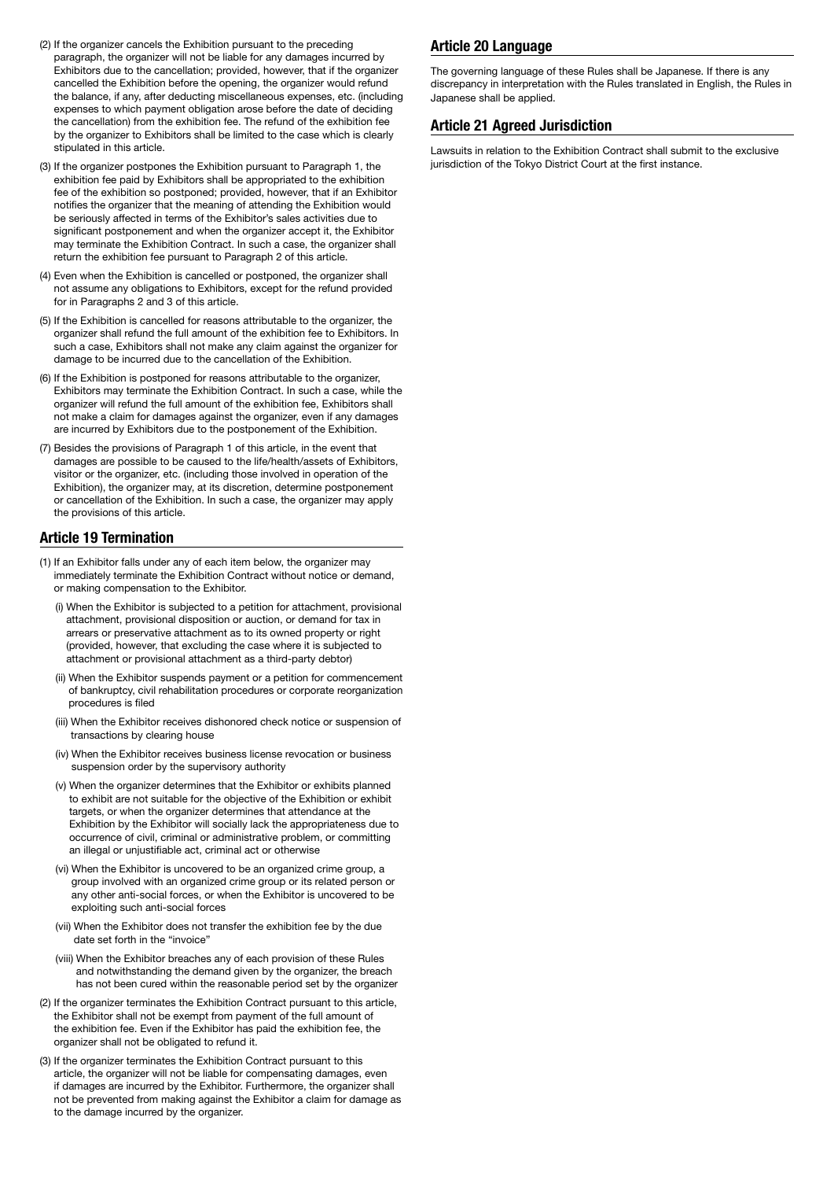(2) If the organizer cancels the Exhibition pursuant to the preceding paragraph, the organizer will not be liable for any damages incurred by Exhibitors due to the cancellation; provided, however, that if the organizer cancelled the Exhibition before the opening, the organizer would refund the balance, if any, after deducting miscellaneous expenses, etc. (including expenses to which payment obligation arose before the date of deciding the cancellation) from the exhibition fee. The refund of the exhibition fee by the organizer to Exhibitors shall be limited to the case which is clearly stipulated in this article.

(3) If the organizer postpones the Exhibition pursuant to Paragraph 1, the exhibition fee paid by Exhibitors shall be appropriated to the exhibition fee of the exhibition so postponed; provided, however, that if an Exhibitor notifies the organizer that the meaning of attending the Exhibition would be seriously affected in terms of the Exhibitor's sales activities due to significant postponement and when the organizer accept it, the Exhibitor may terminate the Exhibition Contract. In such a case, the organizer shall return the exhibition fee pursuant to Paragraph 2 of this article.

(4) Even when the Exhibition is cancelled or postponed, the organizer shall not assume any obligations to Exhibitors, except for the refund provided for in Paragraphs 2 and 3 of this article.

(5) If the Exhibition is cancelled for reasons attributable to the organizer, the organizer shall refund the full amount of the exhibition fee to Exhibitors. In such a case, Exhibitors shall not make any claim against the organizer for damage to be incurred due to the cancellation of the Exhibition.

(6) If the Exhibition is postponed for reasons attributable to the organizer, Exhibitors may terminate the Exhibition Contract. In such a case, while the organizer will refund the full amount of the exhibition fee, Exhibitors shall not make a claim for damages against the organizer, even if any damages are incurred by Exhibitors due to the postponement of the Exhibition.

(7) Besides the provisions of Paragraph 1 of this article, in the event that damages are possible to be caused to the life/health/assets of Exhibitors, visitor or the organizer, etc. (including those involved in operation of the Exhibition), the organizer may, at its discretion, determine postponement or cancellation of the Exhibition. In such a case, the organizer may apply the provisions of this article.

## Article 19 Termination

(1) If an Exhibitor falls under any of each item below, the organizer may immediately terminate the Exhibition Contract without notice or demand, or making compensation to the Exhibitor.

  (i) When the Exhibitor is subjected to a petition for attachment, provisional attachment, provisional disposition or auction, or demand for tax in arrears or preservative attachment as to its owned property or right (provided, however, that excluding the case where it is subjected to attachment or provisional attachment as a third-party debtor)

  (ii) When the Exhibitor suspends payment or a petition for commencement of bankruptcy, civil rehabilitation procedures or corporate reorganization procedures is filed

  (iii) When the Exhibitor receives dishonored check notice or suspension of transactions by clearing house

  (iv) When the Exhibitor receives business license revocation or business suspension order by the supervisory authority

  (v) When the organizer determines that the Exhibitor or exhibits planned to exhibit are not suitable for the objective of the Exhibition or exhibit targets, or when the organizer determines that attendance at the Exhibition by the Exhibitor will socially lack the appropriateness due to occurrence of civil, criminal or administrative problem, or committing an illegal or unjustifiable act, criminal act or otherwise

  (vi) When the Exhibitor is uncovered to be an organized crime group, a group involved with an organized crime group or its related person or any other anti-social forces, or when the Exhibitor is uncovered to be exploiting such anti-social forces

  (vii) When the Exhibitor does not transfer the exhibition fee by the due date set forth in the "invoice"

  (viii) When the Exhibitor breaches any of each provision of these Rules and notwithstanding the demand given by the organizer, the breach has not been cured within the reasonable period set by the organizer

(2) If the organizer terminates the Exhibition Contract pursuant to this article, the Exhibitor shall not be exempt from payment of the full amount of the exhibition fee. Even if the Exhibitor has paid the exhibition fee, the organizer shall not be obligated to refund it.

(3) If the organizer terminates the Exhibition Contract pursuant to this article, the organizer will not be liable for compensating damages, even if damages are incurred by the Exhibitor. Furthermore, the organizer shall not be prevented from making against the Exhibitor a claim for damage as to the damage incurred by the organizer.

## Article 20 Language

The governing language of these Rules shall be Japanese. If there is any discrepancy in interpretation with the Rules translated in English, the Rules in Japanese shall be applied.

## Article 21 Agreed Jurisdiction

Lawsuits in relation to the Exhibition Contract shall submit to the exclusive jurisdiction of the Tokyo District Court at the first instance.